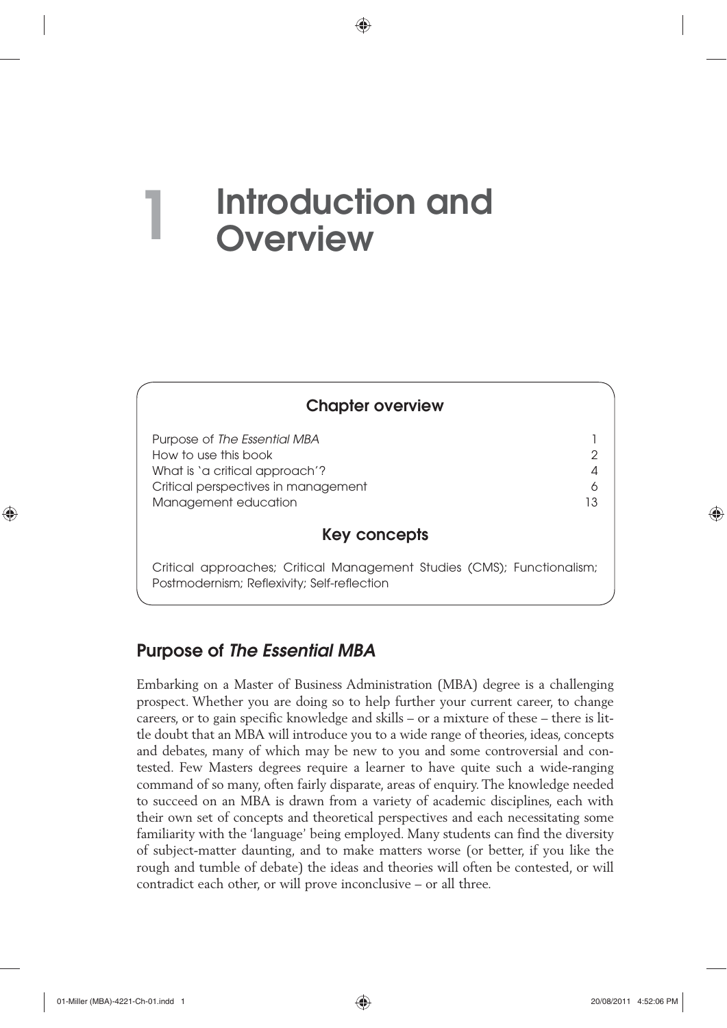# 1 Introduction and Overview

## Chapter overview

| | |
|---|---|
| Purpose of *The Essential MBA* | 1 |
| How to use this book | 2 |
| What is 'a critical approach'? | 4 |
| Critical perspectives in management | 6 |
| Management education | 13 |

## Key concepts

Critical approaches; Critical Management Studies (CMS); Functionalism; Postmodernism; Reflexivity; Self-reflection

## Purpose of *The Essential MBA*

Embarking on a Master of Business Administration (MBA) degree is a challenging prospect. Whether you are doing so to help further your current career, to change careers, or to gain specific knowledge and skills – or a mixture of these – there is little doubt that an MBA will introduce you to a wide range of theories, ideas, concepts and debates, many of which may be new to you and some controversial and contested. Few Masters degrees require a learner to have quite such a wide-ranging command of so many, often fairly disparate, areas of enquiry. The knowledge needed to succeed on an MBA is drawn from a variety of academic disciplines, each with their own set of concepts and theoretical perspectives and each necessitating some familiarity with the 'language' being employed. Many students can find the diversity of subject-matter daunting, and to make matters worse (or better, if you like the rough and tumble of debate) the ideas and theories will often be contested, or will contradict each other, or will prove inconclusive – or all three.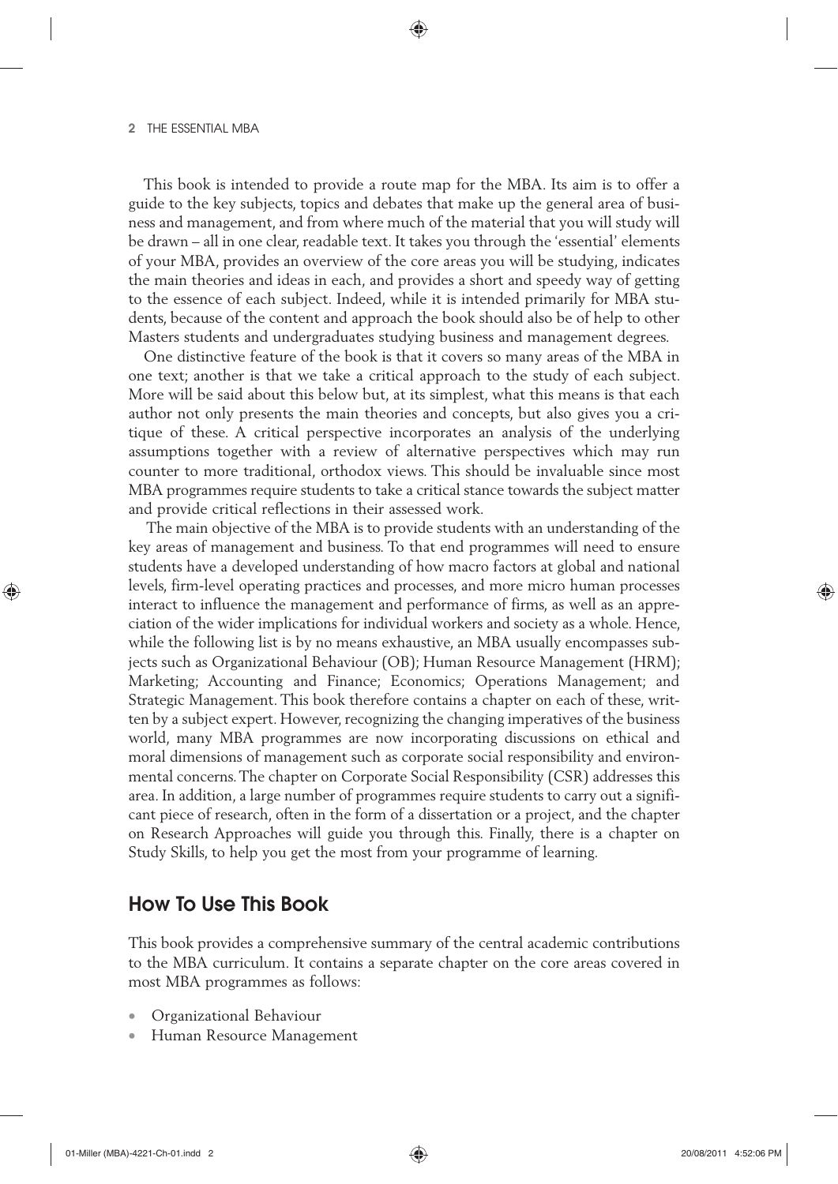This book is intended to provide a route map for the MBA. Its aim is to offer a guide to the key subjects, topics and debates that make up the general area of business and management, and from where much of the material that you will study will be drawn – all in one clear, readable text. It takes you through the 'essential' elements of your MBA, provides an overview of the core areas you will be studying, indicates the main theories and ideas in each, and provides a short and speedy way of getting to the essence of each subject. Indeed, while it is intended primarily for MBA students, because of the content and approach the book should also be of help to other Masters students and undergraduates studying business and management degrees.

One distinctive feature of the book is that it covers so many areas of the MBA in one text; another is that we take a critical approach to the study of each subject. More will be said about this below but, at its simplest, what this means is that each author not only presents the main theories and concepts, but also gives you a critique of these. A critical perspective incorporates an analysis of the underlying assumptions together with a review of alternative perspectives which may run counter to more traditional, orthodox views. This should be invaluable since most MBA programmes require students to take a critical stance towards the subject matter and provide critical reflections in their assessed work.

The main objective of the MBA is to provide students with an understanding of the key areas of management and business. To that end programmes will need to ensure students have a developed understanding of how macro factors at global and national levels, firm-level operating practices and processes, and more micro human processes interact to influence the management and performance of firms, as well as an appreciation of the wider implications for individual workers and society as a whole. Hence, while the following list is by no means exhaustive, an MBA usually encompasses subjects such as Organizational Behaviour (OB); Human Resource Management (HRM); Marketing; Accounting and Finance; Economics; Operations Management; and Strategic Management. This book therefore contains a chapter on each of these, written by a subject expert. However, recognizing the changing imperatives of the business world, many MBA programmes are now incorporating discussions on ethical and moral dimensions of management such as corporate social responsibility and environmental concerns. The chapter on Corporate Social Responsibility (CSR) addresses this area. In addition, a large number of programmes require students to carry out a significant piece of research, often in the form of a dissertation or a project, and the chapter on Research Approaches will guide you through this. Finally, there is a chapter on Study Skills, to help you get the most from your programme of learning.

## How To Use This Book

This book provides a comprehensive summary of the central academic contributions to the MBA curriculum. It contains a separate chapter on the core areas covered in most MBA programmes as follows:

- Organizational Behaviour
- Human Resource Management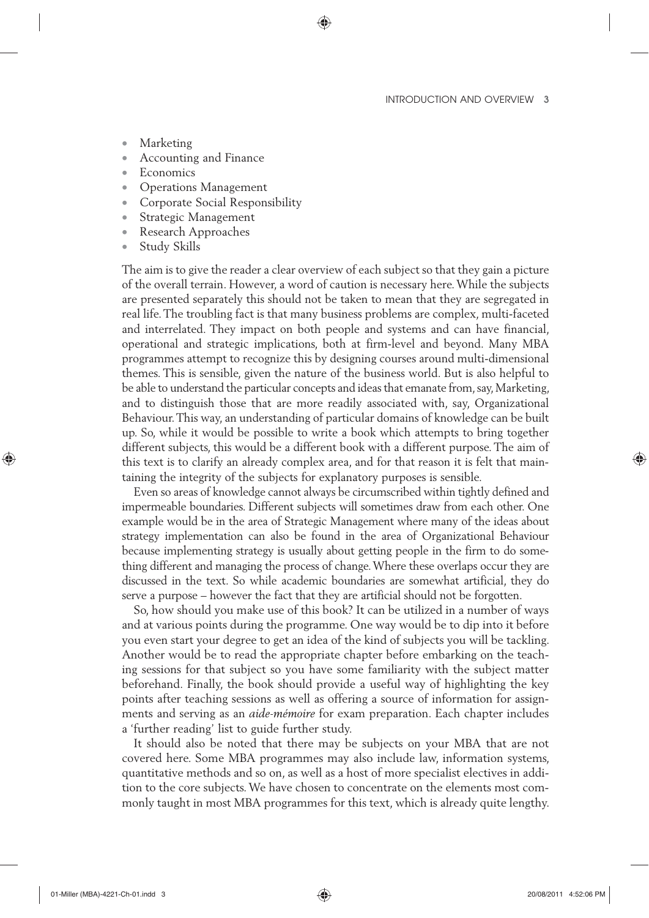- Marketing
- Accounting and Finance
- Economics
- Operations Management
- Corporate Social Responsibility
- Strategic Management
- Research Approaches
- Study Skills

The aim is to give the reader a clear overview of each subject so that they gain a picture of the overall terrain. However, a word of caution is necessary here. While the subjects are presented separately this should not be taken to mean that they are segregated in real life. The troubling fact is that many business problems are complex, multi-faceted and interrelated. They impact on both people and systems and can have financial, operational and strategic implications, both at firm-level and beyond. Many MBA programmes attempt to recognize this by designing courses around multi-dimensional themes. This is sensible, given the nature of the business world. But is also helpful to be able to understand the particular concepts and ideas that emanate from, say, Marketing, and to distinguish those that are more readily associated with, say, Organizational Behaviour. This way, an understanding of particular domains of knowledge can be built up. So, while it would be possible to write a book which attempts to bring together different subjects, this would be a different book with a different purpose. The aim of this text is to clarify an already complex area, and for that reason it is felt that maintaining the integrity of the subjects for explanatory purposes is sensible.

Even so areas of knowledge cannot always be circumscribed within tightly defined and impermeable boundaries. Different subjects will sometimes draw from each other. One example would be in the area of Strategic Management where many of the ideas about strategy implementation can also be found in the area of Organizational Behaviour because implementing strategy is usually about getting people in the firm to do something different and managing the process of change. Where these overlaps occur they are discussed in the text. So while academic boundaries are somewhat artificial, they do serve a purpose – however the fact that they are artificial should not be forgotten.

So, how should you make use of this book? It can be utilized in a number of ways and at various points during the programme. One way would be to dip into it before you even start your degree to get an idea of the kind of subjects you will be tackling. Another would be to read the appropriate chapter before embarking on the teaching sessions for that subject so you have some familiarity with the subject matter beforehand. Finally, the book should provide a useful way of highlighting the key points after teaching sessions as well as offering a source of information for assignments and serving as an *aide-mémoire* for exam preparation. Each chapter includes a 'further reading' list to guide further study.

It should also be noted that there may be subjects on your MBA that are not covered here. Some MBA programmes may also include law, information systems, quantitative methods and so on, as well as a host of more specialist electives in addition to the core subjects. We have chosen to concentrate on the elements most commonly taught in most MBA programmes for this text, which is already quite lengthy.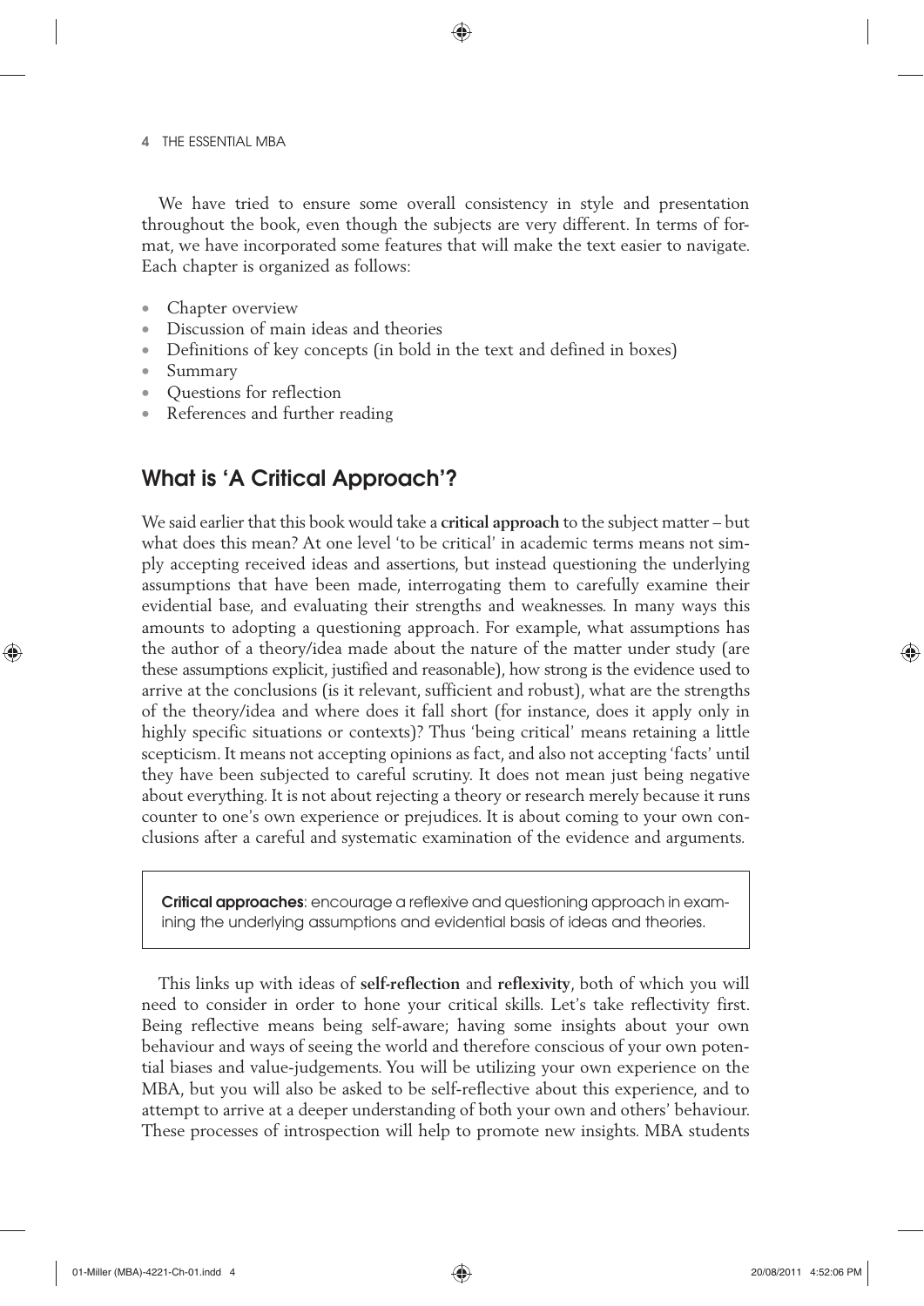We have tried to ensure some overall consistency in style and presentation throughout the book, even though the subjects are very different. In terms of format, we have incorporated some features that will make the text easier to navigate. Each chapter is organized as follows:

- Chapter overview
- Discussion of main ideas and theories
- Definitions of key concepts (in bold in the text and defined in boxes)
- Summary
- Questions for reflection
- References and further reading

## What is 'A Critical Approach'?

We said earlier that this book would take a **critical approach** to the subject matter – but what does this mean? At one level 'to be critical' in academic terms means not simply accepting received ideas and assertions, but instead questioning the underlying assumptions that have been made, interrogating them to carefully examine their evidential base, and evaluating their strengths and weaknesses. In many ways this amounts to adopting a questioning approach. For example, what assumptions has the author of a theory/idea made about the nature of the matter under study (are these assumptions explicit, justified and reasonable), how strong is the evidence used to arrive at the conclusions (is it relevant, sufficient and robust), what are the strengths of the theory/idea and where does it fall short (for instance, does it apply only in highly specific situations or contexts)? Thus 'being critical' means retaining a little scepticism. It means not accepting opinions as fact, and also not accepting 'facts' until they have been subjected to careful scrutiny. It does not mean just being negative about everything. It is not about rejecting a theory or research merely because it runs counter to one's own experience or prejudices. It is about coming to your own conclusions after a careful and systematic examination of the evidence and arguments.

> **Critical approaches**: encourage a reflexive and questioning approach in examining the underlying assumptions and evidential basis of ideas and theories.

This links up with ideas of **self-reflection** and **reflexivity**, both of which you will need to consider in order to hone your critical skills. Let's take reflectivity first. Being reflective means being self-aware; having some insights about your own behaviour and ways of seeing the world and therefore conscious of your own potential biases and value-judgements. You will be utilizing your own experience on the MBA, but you will also be asked to be self-reflective about this experience, and to attempt to arrive at a deeper understanding of both your own and others' behaviour. These processes of introspection will help to promote new insights. MBA students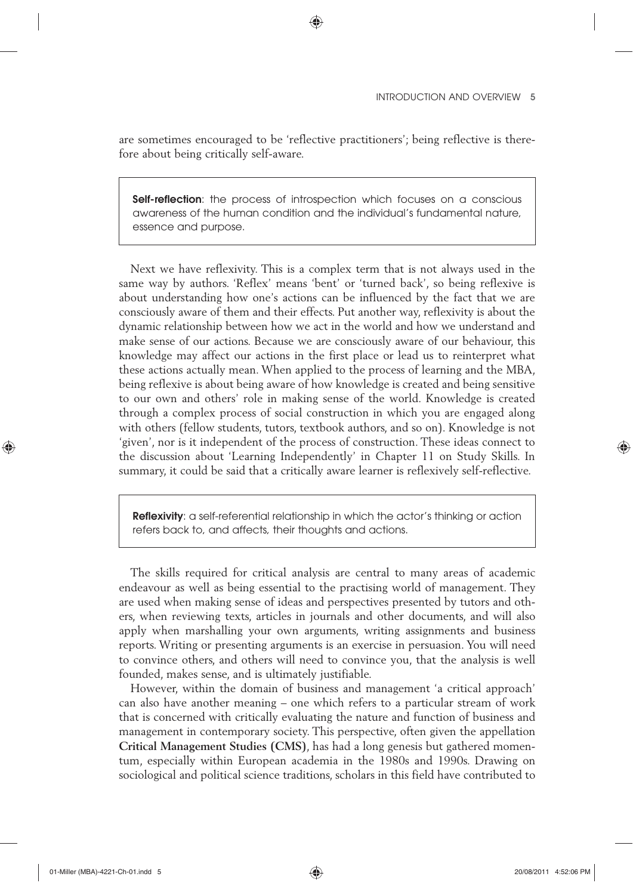are sometimes encouraged to be 'reflective practitioners'; being reflective is therefore about being critically self-aware.

> **Self-reflection**: the process of introspection which focuses on a conscious awareness of the human condition and the individual's fundamental nature, essence and purpose.

Next we have reflexivity. This is a complex term that is not always used in the same way by authors. 'Reflex' means 'bent' or 'turned back', so being reflexive is about understanding how one's actions can be influenced by the fact that we are consciously aware of them and their effects. Put another way, reflexivity is about the dynamic relationship between how we act in the world and how we understand and make sense of our actions. Because we are consciously aware of our behaviour, this knowledge may affect our actions in the first place or lead us to reinterpret what these actions actually mean. When applied to the process of learning and the MBA, being reflexive is about being aware of how knowledge is created and being sensitive to our own and others' role in making sense of the world. Knowledge is created through a complex process of social construction in which you are engaged along with others (fellow students, tutors, textbook authors, and so on). Knowledge is not 'given', nor is it independent of the process of construction. These ideas connect to the discussion about 'Learning Independently' in Chapter 11 on Study Skills. In summary, it could be said that a critically aware learner is reflexively self-reflective.

> **Reflexivity**: a self-referential relationship in which the actor's thinking or action refers back to, and affects, their thoughts and actions.

The skills required for critical analysis are central to many areas of academic endeavour as well as being essential to the practising world of management. They are used when making sense of ideas and perspectives presented by tutors and others, when reviewing texts, articles in journals and other documents, and will also apply when marshalling your own arguments, writing assignments and business reports. Writing or presenting arguments is an exercise in persuasion. You will need to convince others, and others will need to convince you, that the analysis is well founded, makes sense, and is ultimately justifiable.

However, within the domain of business and management 'a critical approach' can also have another meaning – one which refers to a particular stream of work that is concerned with critically evaluating the nature and function of business and management in contemporary society. This perspective, often given the appellation **Critical Management Studies (CMS)**, has had a long genesis but gathered momentum, especially within European academia in the 1980s and 1990s. Drawing on sociological and political science traditions, scholars in this field have contributed to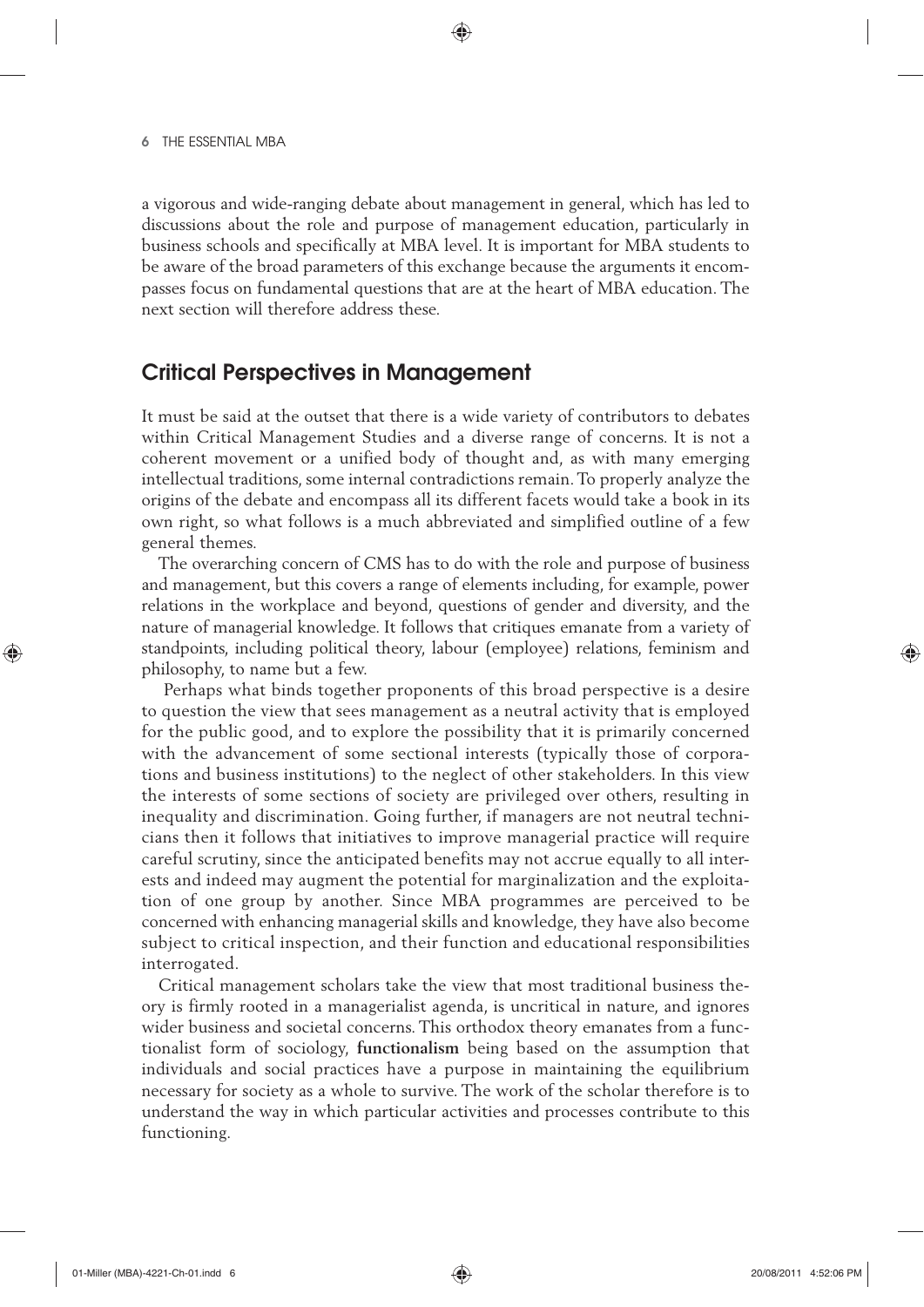a vigorous and wide-ranging debate about management in general, which has led to discussions about the role and purpose of management education, particularly in business schools and specifically at MBA level. It is important for MBA students to be aware of the broad parameters of this exchange because the arguments it encompasses focus on fundamental questions that are at the heart of MBA education. The next section will therefore address these.

## Critical Perspectives in Management

It must be said at the outset that there is a wide variety of contributors to debates within Critical Management Studies and a diverse range of concerns. It is not a coherent movement or a unified body of thought and, as with many emerging intellectual traditions, some internal contradictions remain. To properly analyze the origins of the debate and encompass all its different facets would take a book in its own right, so what follows is a much abbreviated and simplified outline of a few general themes.

The overarching concern of CMS has to do with the role and purpose of business and management, but this covers a range of elements including, for example, power relations in the workplace and beyond, questions of gender and diversity, and the nature of managerial knowledge. It follows that critiques emanate from a variety of standpoints, including political theory, labour (employee) relations, feminism and philosophy, to name but a few.

Perhaps what binds together proponents of this broad perspective is a desire to question the view that sees management as a neutral activity that is employed for the public good, and to explore the possibility that it is primarily concerned with the advancement of some sectional interests (typically those of corporations and business institutions) to the neglect of other stakeholders. In this view the interests of some sections of society are privileged over others, resulting in inequality and discrimination. Going further, if managers are not neutral technicians then it follows that initiatives to improve managerial practice will require careful scrutiny, since the anticipated benefits may not accrue equally to all interests and indeed may augment the potential for marginalization and the exploitation of one group by another. Since MBA programmes are perceived to be concerned with enhancing managerial skills and knowledge, they have also become subject to critical inspection, and their function and educational responsibilities interrogated.

Critical management scholars take the view that most traditional business theory is firmly rooted in a managerialist agenda, is uncritical in nature, and ignores wider business and societal concerns. This orthodox theory emanates from a functionalist form of sociology, **functionalism** being based on the assumption that individuals and social practices have a purpose in maintaining the equilibrium necessary for society as a whole to survive. The work of the scholar therefore is to understand the way in which particular activities and processes contribute to this functioning.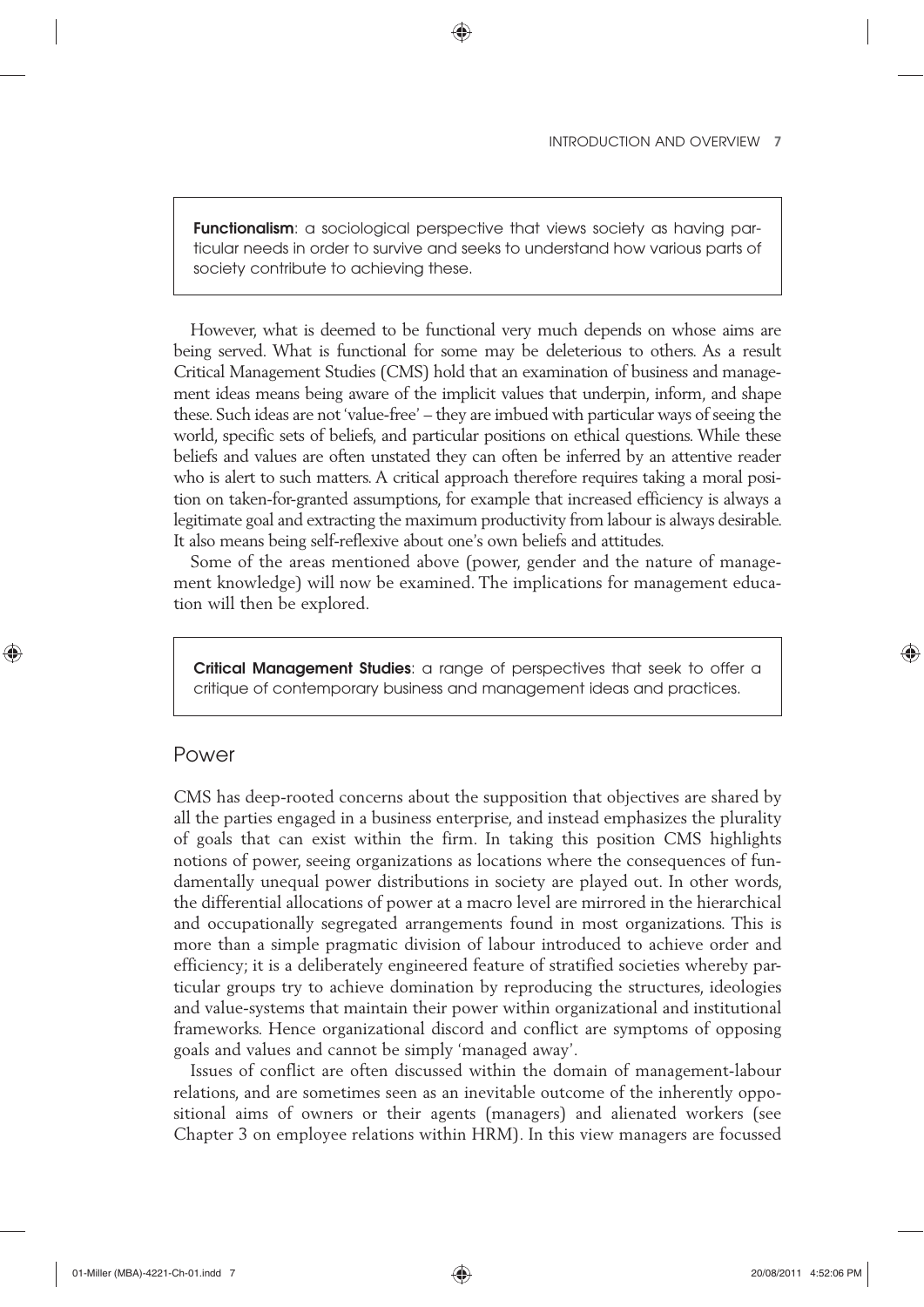> **Functionalism**: a sociological perspective that views society as having particular needs in order to survive and seeks to understand how various parts of society contribute to achieving these.

However, what is deemed to be functional very much depends on whose aims are being served. What is functional for some may be deleterious to others. As a result Critical Management Studies (CMS) hold that an examination of business and management ideas means being aware of the implicit values that underpin, inform, and shape these. Such ideas are not 'value-free' – they are imbued with particular ways of seeing the world, specific sets of beliefs, and particular positions on ethical questions. While these beliefs and values are often unstated they can often be inferred by an attentive reader who is alert to such matters. A critical approach therefore requires taking a moral position on taken-for-granted assumptions, for example that increased efficiency is always a legitimate goal and extracting the maximum productivity from labour is always desirable. It also means being self-reflexive about one's own beliefs and attitudes.

Some of the areas mentioned above (power, gender and the nature of management knowledge) will now be examined. The implications for management education will then be explored.

> **Critical Management Studies**: a range of perspectives that seek to offer a critique of contemporary business and management ideas and practices.

## Power

CMS has deep-rooted concerns about the supposition that objectives are shared by all the parties engaged in a business enterprise, and instead emphasizes the plurality of goals that can exist within the firm. In taking this position CMS highlights notions of power, seeing organizations as locations where the consequences of fundamentally unequal power distributions in society are played out. In other words, the differential allocations of power at a macro level are mirrored in the hierarchical and occupationally segregated arrangements found in most organizations. This is more than a simple pragmatic division of labour introduced to achieve order and efficiency; it is a deliberately engineered feature of stratified societies whereby particular groups try to achieve domination by reproducing the structures, ideologies and value-systems that maintain their power within organizational and institutional frameworks. Hence organizational discord and conflict are symptoms of opposing goals and values and cannot be simply 'managed away'.

Issues of conflict are often discussed within the domain of management-labour relations, and are sometimes seen as an inevitable outcome of the inherently oppositional aims of owners or their agents (managers) and alienated workers (see Chapter 3 on employee relations within HRM). In this view managers are focussed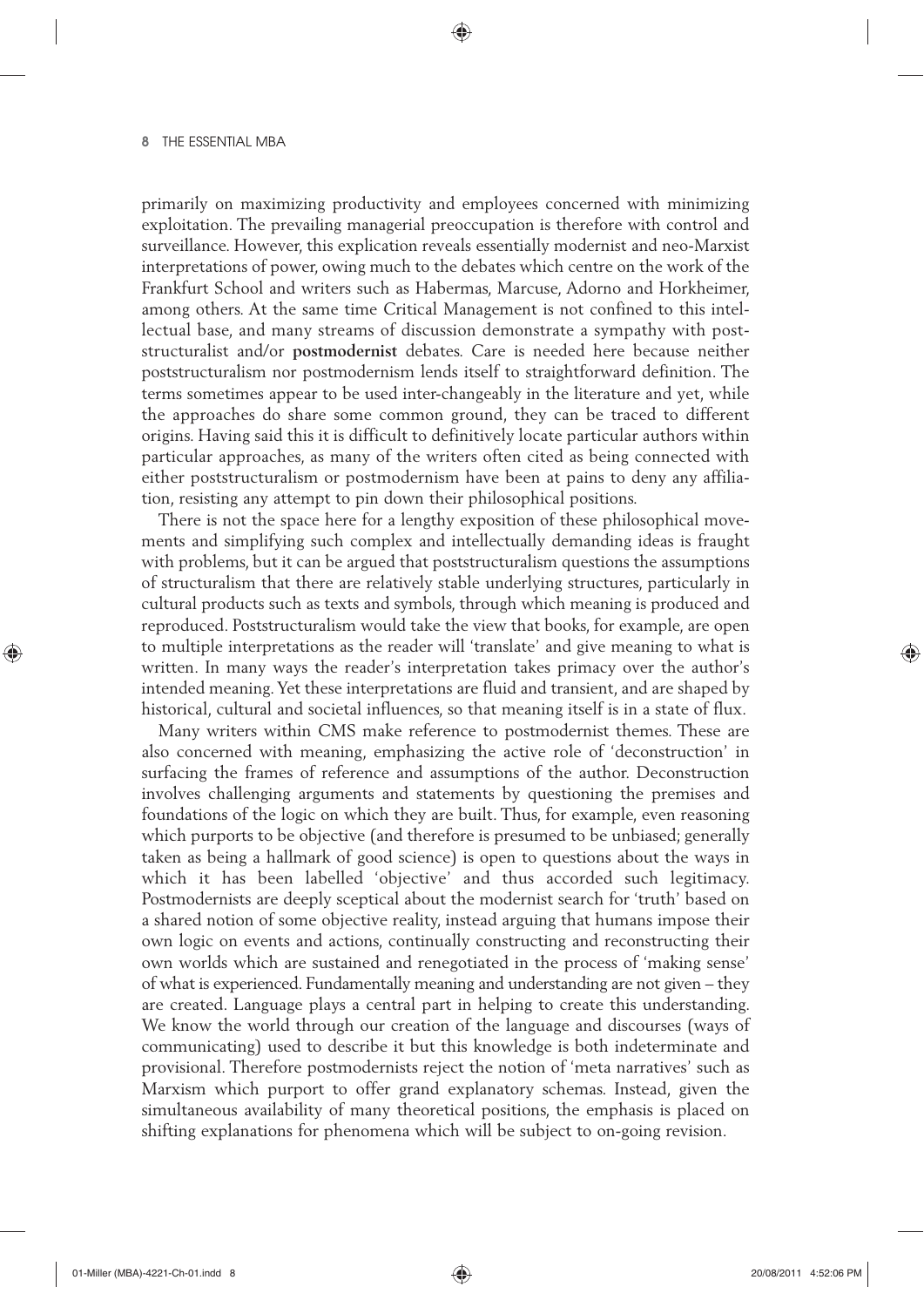primarily on maximizing productivity and employees concerned with minimizing exploitation. The prevailing managerial preoccupation is therefore with control and surveillance. However, this explication reveals essentially modernist and neo-Marxist interpretations of power, owing much to the debates which centre on the work of the Frankfurt School and writers such as Habermas, Marcuse, Adorno and Horkheimer, among others. At the same time Critical Management is not confined to this intellectual base, and many streams of discussion demonstrate a sympathy with poststructuralist and/or **postmodernist** debates. Care is needed here because neither poststructuralism nor postmodernism lends itself to straightforward definition. The terms sometimes appear to be used inter-changeably in the literature and yet, while the approaches do share some common ground, they can be traced to different origins. Having said this it is difficult to definitively locate particular authors within particular approaches, as many of the writers often cited as being connected with either poststructuralism or postmodernism have been at pains to deny any affiliation, resisting any attempt to pin down their philosophical positions.

There is not the space here for a lengthy exposition of these philosophical movements and simplifying such complex and intellectually demanding ideas is fraught with problems, but it can be argued that poststructuralism questions the assumptions of structuralism that there are relatively stable underlying structures, particularly in cultural products such as texts and symbols, through which meaning is produced and reproduced. Poststructuralism would take the view that books, for example, are open to multiple interpretations as the reader will 'translate' and give meaning to what is written. In many ways the reader's interpretation takes primacy over the author's intended meaning. Yet these interpretations are fluid and transient, and are shaped by historical, cultural and societal influences, so that meaning itself is in a state of flux.

Many writers within CMS make reference to postmodernist themes. These are also concerned with meaning, emphasizing the active role of 'deconstruction' in surfacing the frames of reference and assumptions of the author. Deconstruction involves challenging arguments and statements by questioning the premises and foundations of the logic on which they are built. Thus, for example, even reasoning which purports to be objective (and therefore is presumed to be unbiased; generally taken as being a hallmark of good science) is open to questions about the ways in which it has been labelled 'objective' and thus accorded such legitimacy. Postmodernists are deeply sceptical about the modernist search for 'truth' based on a shared notion of some objective reality, instead arguing that humans impose their own logic on events and actions, continually constructing and reconstructing their own worlds which are sustained and renegotiated in the process of 'making sense' of what is experienced. Fundamentally meaning and understanding are not given – they are created. Language plays a central part in helping to create this understanding. We know the world through our creation of the language and discourses (ways of communicating) used to describe it but this knowledge is both indeterminate and provisional. Therefore postmodernists reject the notion of 'meta narratives' such as Marxism which purport to offer grand explanatory schemas. Instead, given the simultaneous availability of many theoretical positions, the emphasis is placed on shifting explanations for phenomena which will be subject to on-going revision.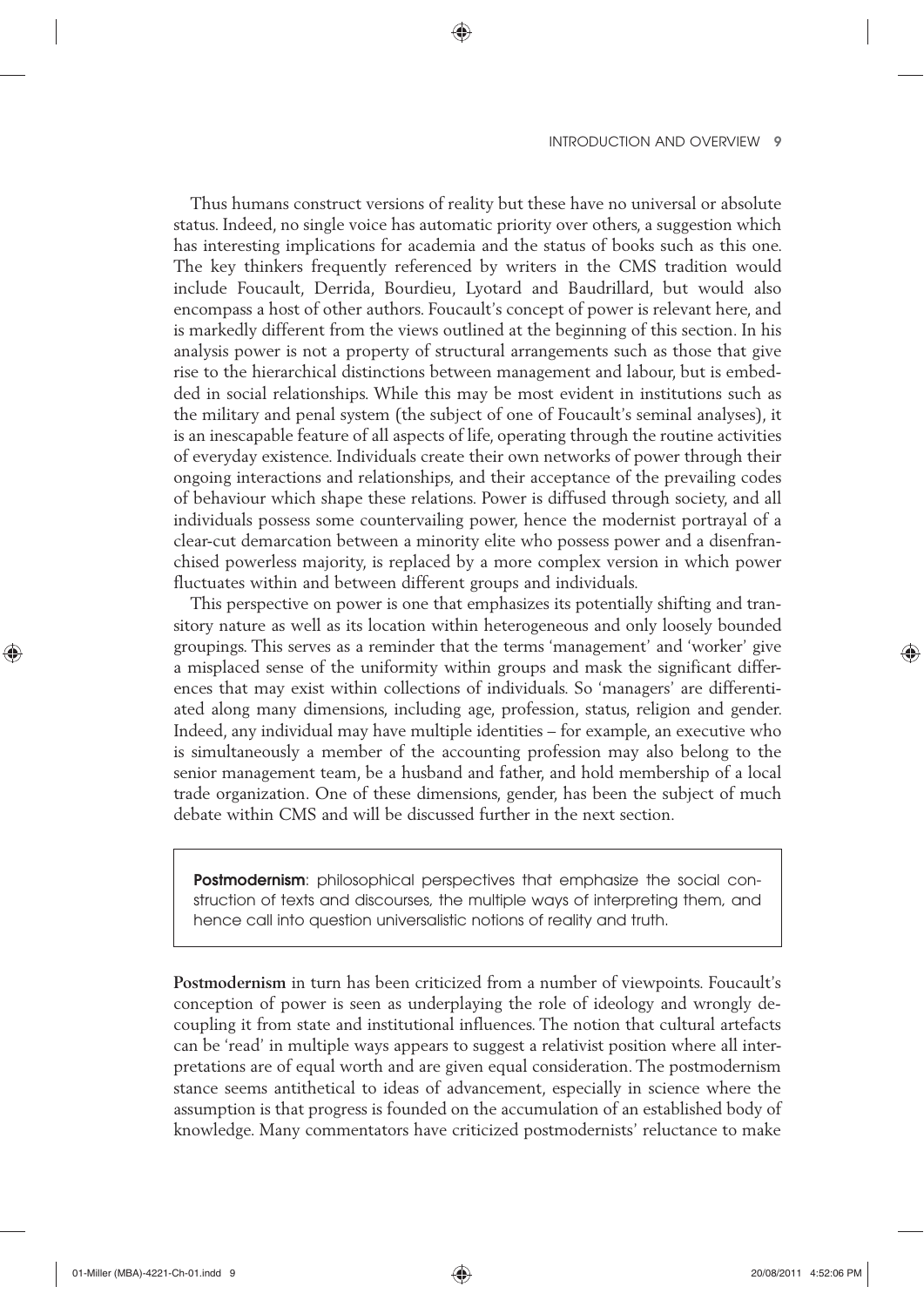Thus humans construct versions of reality but these have no universal or absolute status. Indeed, no single voice has automatic priority over others, a suggestion which has interesting implications for academia and the status of books such as this one. The key thinkers frequently referenced by writers in the CMS tradition would include Foucault, Derrida, Bourdieu, Lyotard and Baudrillard, but would also encompass a host of other authors. Foucault's concept of power is relevant here, and is markedly different from the views outlined at the beginning of this section. In his analysis power is not a property of structural arrangements such as those that give rise to the hierarchical distinctions between management and labour, but is embedded in social relationships. While this may be most evident in institutions such as the military and penal system (the subject of one of Foucault's seminal analyses), it is an inescapable feature of all aspects of life, operating through the routine activities of everyday existence. Individuals create their own networks of power through their ongoing interactions and relationships, and their acceptance of the prevailing codes of behaviour which shape these relations. Power is diffused through society, and all individuals possess some countervailing power, hence the modernist portrayal of a clear-cut demarcation between a minority elite who possess power and a disenfranchised powerless majority, is replaced by a more complex version in which power fluctuates within and between different groups and individuals.

This perspective on power is one that emphasizes its potentially shifting and transitory nature as well as its location within heterogeneous and only loosely bounded groupings. This serves as a reminder that the terms 'management' and 'worker' give a misplaced sense of the uniformity within groups and mask the significant differences that may exist within collections of individuals. So 'managers' are differentiated along many dimensions, including age, profession, status, religion and gender. Indeed, any individual may have multiple identities – for example, an executive who is simultaneously a member of the accounting profession may also belong to the senior management team, be a husband and father, and hold membership of a local trade organization. One of these dimensions, gender, has been the subject of much debate within CMS and will be discussed further in the next section.

> **Postmodernism**: philosophical perspectives that emphasize the social construction of texts and discourses, the multiple ways of interpreting them, and hence call into question universalistic notions of reality and truth.

**Postmodernism** in turn has been criticized from a number of viewpoints. Foucault's conception of power is seen as underplaying the role of ideology and wrongly decoupling it from state and institutional influences. The notion that cultural artefacts can be 'read' in multiple ways appears to suggest a relativist position where all interpretations are of equal worth and are given equal consideration. The postmodernism stance seems antithetical to ideas of advancement, especially in science where the assumption is that progress is founded on the accumulation of an established body of knowledge. Many commentators have criticized postmodernists' reluctance to make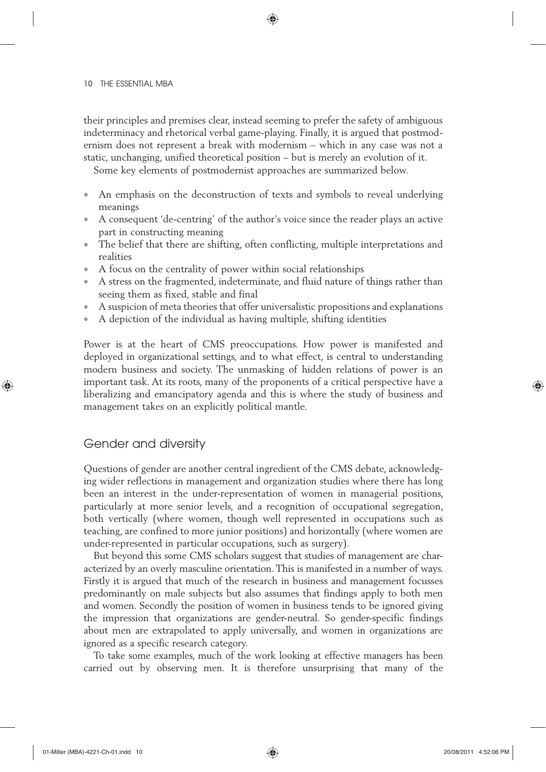their principles and premises clear, instead seeming to prefer the safety of ambiguous indeterminacy and rhetorical verbal game-playing. Finally, it is argued that postmodernism does not represent a break with modernism – which in any case was not a static, unchanging, unified theoretical position – but is merely an evolution of it.

Some key elements of postmodernist approaches are summarized below.

- An emphasis on the deconstruction of texts and symbols to reveal underlying meanings
- A consequent 'de-centring' of the author's voice since the reader plays an active part in constructing meaning
- The belief that there are shifting, often conflicting, multiple interpretations and realities
- A focus on the centrality of power within social relationships
- A stress on the fragmented, indeterminate, and fluid nature of things rather than seeing them as fixed, stable and final
- A suspicion of meta theories that offer universalistic propositions and explanations
- A depiction of the individual as having multiple, shifting identities

Power is at the heart of CMS preoccupations. How power is manifested and deployed in organizational settings, and to what effect, is central to understanding modern business and society. The unmasking of hidden relations of power is an important task. At its roots, many of the proponents of a critical perspective have a liberalizing and emancipatory agenda and this is where the study of business and management takes on an explicitly political mantle.

## Gender and diversity

Questions of gender are another central ingredient of the CMS debate, acknowledging wider reflections in management and organization studies where there has long been an interest in the under-representation of women in managerial positions, particularly at more senior levels, and a recognition of occupational segregation, both vertically (where women, though well represented in occupations such as teaching, are confined to more junior positions) and horizontally (where women are under-represented in particular occupations, such as surgery).

But beyond this some CMS scholars suggest that studies of management are characterized by an overly masculine orientation. This is manifested in a number of ways. Firstly it is argued that much of the research in business and management focusses predominantly on male subjects but also assumes that findings apply to both men and women. Secondly the position of women in business tends to be ignored giving the impression that organizations are gender-neutral. So gender-specific findings about men are extrapolated to apply universally, and women in organizations are ignored as a specific research category.

To take some examples, much of the work looking at effective managers has been carried out by observing men. It is therefore unsurprising that many of the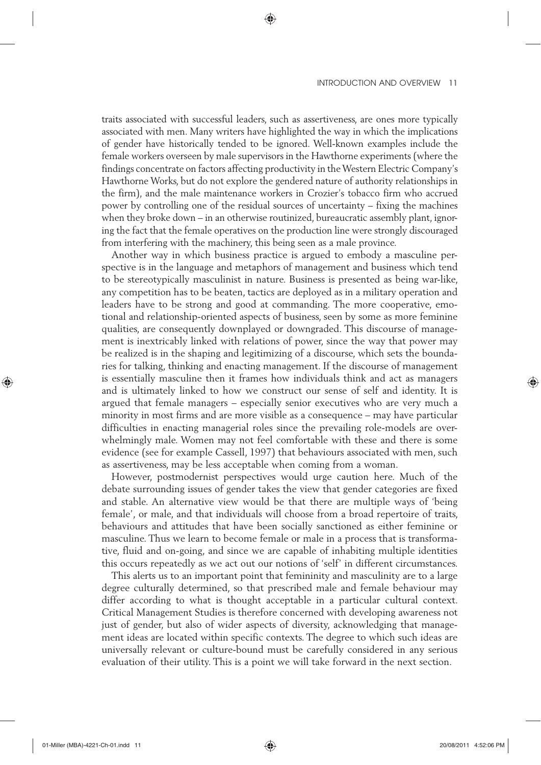traits associated with successful leaders, such as assertiveness, are ones more typically associated with men. Many writers have highlighted the way in which the implications of gender have historically tended to be ignored. Well-known examples include the female workers overseen by male supervisors in the Hawthorne experiments (where the findings concentrate on factors affecting productivity in the Western Electric Company's Hawthorne Works, but do not explore the gendered nature of authority relationships in the firm), and the male maintenance workers in Crozier's tobacco firm who accrued power by controlling one of the residual sources of uncertainty – fixing the machines when they broke down – in an otherwise routinized, bureaucratic assembly plant, ignoring the fact that the female operatives on the production line were strongly discouraged from interfering with the machinery, this being seen as a male province.

Another way in which business practice is argued to embody a masculine perspective is in the language and metaphors of management and business which tend to be stereotypically masculinist in nature. Business is presented as being war-like, any competition has to be beaten, tactics are deployed as in a military operation and leaders have to be strong and good at commanding. The more cooperative, emotional and relationship-oriented aspects of business, seen by some as more feminine qualities, are consequently downplayed or downgraded. This discourse of management is inextricably linked with relations of power, since the way that power may be realized is in the shaping and legitimizing of a discourse, which sets the boundaries for talking, thinking and enacting management. If the discourse of management is essentially masculine then it frames how individuals think and act as managers and is ultimately linked to how we construct our sense of self and identity. It is argued that female managers – especially senior executives who are very much a minority in most firms and are more visible as a consequence – may have particular difficulties in enacting managerial roles since the prevailing role-models are overwhelmingly male. Women may not feel comfortable with these and there is some evidence (see for example Cassell, 1997) that behaviours associated with men, such as assertiveness, may be less acceptable when coming from a woman.

However, postmodernist perspectives would urge caution here. Much of the debate surrounding issues of gender takes the view that gender categories are fixed and stable. An alternative view would be that there are multiple ways of 'being female', or male, and that individuals will choose from a broad repertoire of traits, behaviours and attitudes that have been socially sanctioned as either feminine or masculine. Thus we learn to become female or male in a process that is transformative, fluid and on-going, and since we are capable of inhabiting multiple identities this occurs repeatedly as we act out our notions of 'self' in different circumstances.

This alerts us to an important point that femininity and masculinity are to a large degree culturally determined, so that prescribed male and female behaviour may differ according to what is thought acceptable in a particular cultural context. Critical Management Studies is therefore concerned with developing awareness not just of gender, but also of wider aspects of diversity, acknowledging that management ideas are located within specific contexts. The degree to which such ideas are universally relevant or culture-bound must be carefully considered in any serious evaluation of their utility. This is a point we will take forward in the next section.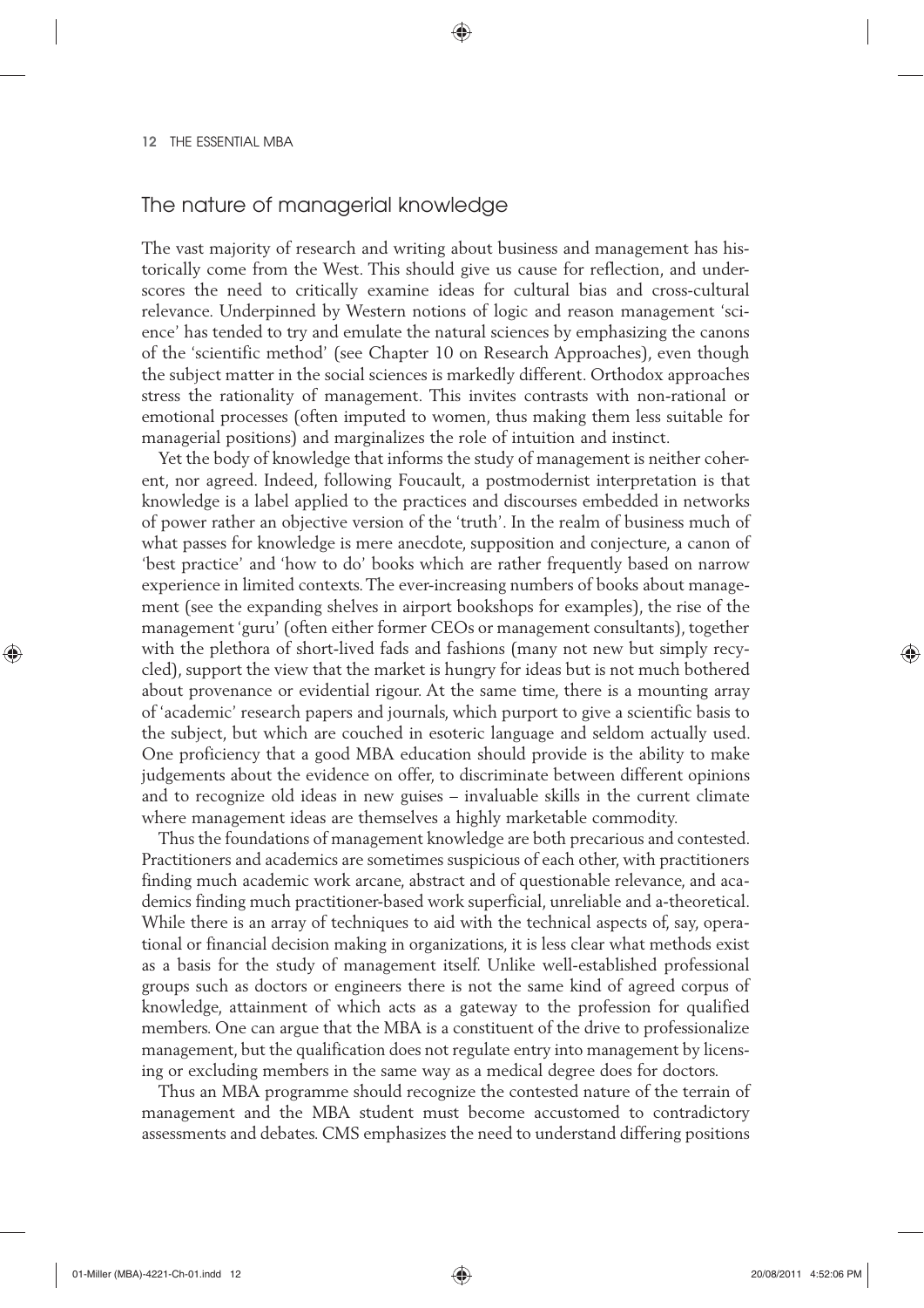## The nature of managerial knowledge

The vast majority of research and writing about business and management has historically come from the West. This should give us cause for reflection, and underscores the need to critically examine ideas for cultural bias and cross-cultural relevance. Underpinned by Western notions of logic and reason management 'science' has tended to try and emulate the natural sciences by emphasizing the canons of the 'scientific method' (see Chapter 10 on Research Approaches), even though the subject matter in the social sciences is markedly different. Orthodox approaches stress the rationality of management. This invites contrasts with non-rational or emotional processes (often imputed to women, thus making them less suitable for managerial positions) and marginalizes the role of intuition and instinct.

Yet the body of knowledge that informs the study of management is neither coherent, nor agreed. Indeed, following Foucault, a postmodernist interpretation is that knowledge is a label applied to the practices and discourses embedded in networks of power rather an objective version of the 'truth'. In the realm of business much of what passes for knowledge is mere anecdote, supposition and conjecture, a canon of 'best practice' and 'how to do' books which are rather frequently based on narrow experience in limited contexts. The ever-increasing numbers of books about management (see the expanding shelves in airport bookshops for examples), the rise of the management 'guru' (often either former CEOs or management consultants), together with the plethora of short-lived fads and fashions (many not new but simply recycled), support the view that the market is hungry for ideas but is not much bothered about provenance or evidential rigour. At the same time, there is a mounting array of 'academic' research papers and journals, which purport to give a scientific basis to the subject, but which are couched in esoteric language and seldom actually used. One proficiency that a good MBA education should provide is the ability to make judgements about the evidence on offer, to discriminate between different opinions and to recognize old ideas in new guises – invaluable skills in the current climate where management ideas are themselves a highly marketable commodity.

Thus the foundations of management knowledge are both precarious and contested. Practitioners and academics are sometimes suspicious of each other, with practitioners finding much academic work arcane, abstract and of questionable relevance, and academics finding much practitioner-based work superficial, unreliable and a-theoretical. While there is an array of techniques to aid with the technical aspects of, say, operational or financial decision making in organizations, it is less clear what methods exist as a basis for the study of management itself. Unlike well-established professional groups such as doctors or engineers there is not the same kind of agreed corpus of knowledge, attainment of which acts as a gateway to the profession for qualified members. One can argue that the MBA is a constituent of the drive to professionalize management, but the qualification does not regulate entry into management by licensing or excluding members in the same way as a medical degree does for doctors.

Thus an MBA programme should recognize the contested nature of the terrain of management and the MBA student must become accustomed to contradictory assessments and debates. CMS emphasizes the need to understand differing positions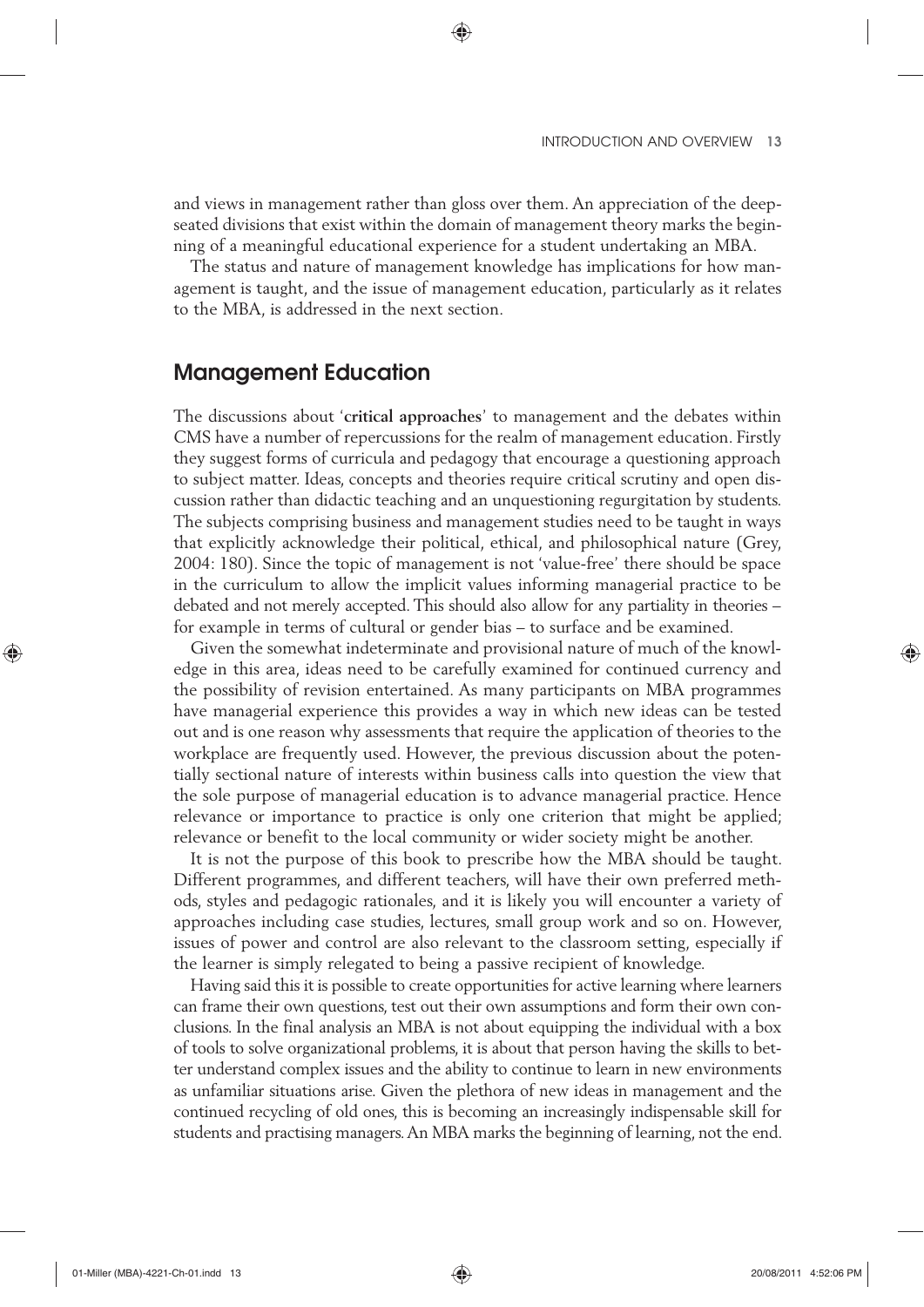and views in management rather than gloss over them. An appreciation of the deep-seated divisions that exist within the domain of management theory marks the beginning of a meaningful educational experience for a student undertaking an MBA.

The status and nature of management knowledge has implications for how management is taught, and the issue of management education, particularly as it relates to the MBA, is addressed in the next section.

## Management Education

The discussions about '**critical approaches**' to management and the debates within CMS have a number of repercussions for the realm of management education. Firstly they suggest forms of curricula and pedagogy that encourage a questioning approach to subject matter. Ideas, concepts and theories require critical scrutiny and open discussion rather than didactic teaching and an unquestioning regurgitation by students. The subjects comprising business and management studies need to be taught in ways that explicitly acknowledge their political, ethical, and philosophical nature (Grey, 2004: 180). Since the topic of management is not 'value-free' there should be space in the curriculum to allow the implicit values informing managerial practice to be debated and not merely accepted. This should also allow for any partiality in theories – for example in terms of cultural or gender bias – to surface and be examined.

Given the somewhat indeterminate and provisional nature of much of the knowledge in this area, ideas need to be carefully examined for continued currency and the possibility of revision entertained. As many participants on MBA programmes have managerial experience this provides a way in which new ideas can be tested out and is one reason why assessments that require the application of theories to the workplace are frequently used. However, the previous discussion about the potentially sectional nature of interests within business calls into question the view that the sole purpose of managerial education is to advance managerial practice. Hence relevance or importance to practice is only one criterion that might be applied; relevance or benefit to the local community or wider society might be another.

It is not the purpose of this book to prescribe how the MBA should be taught. Different programmes, and different teachers, will have their own preferred methods, styles and pedagogic rationales, and it is likely you will encounter a variety of approaches including case studies, lectures, small group work and so on. However, issues of power and control are also relevant to the classroom setting, especially if the learner is simply relegated to being a passive recipient of knowledge.

Having said this it is possible to create opportunities for active learning where learners can frame their own questions, test out their own assumptions and form their own conclusions. In the final analysis an MBA is not about equipping the individual with a box of tools to solve organizational problems, it is about that person having the skills to better understand complex issues and the ability to continue to learn in new environments as unfamiliar situations arise. Given the plethora of new ideas in management and the continued recycling of old ones, this is becoming an increasingly indispensable skill for students and practising managers. An MBA marks the beginning of learning, not the end.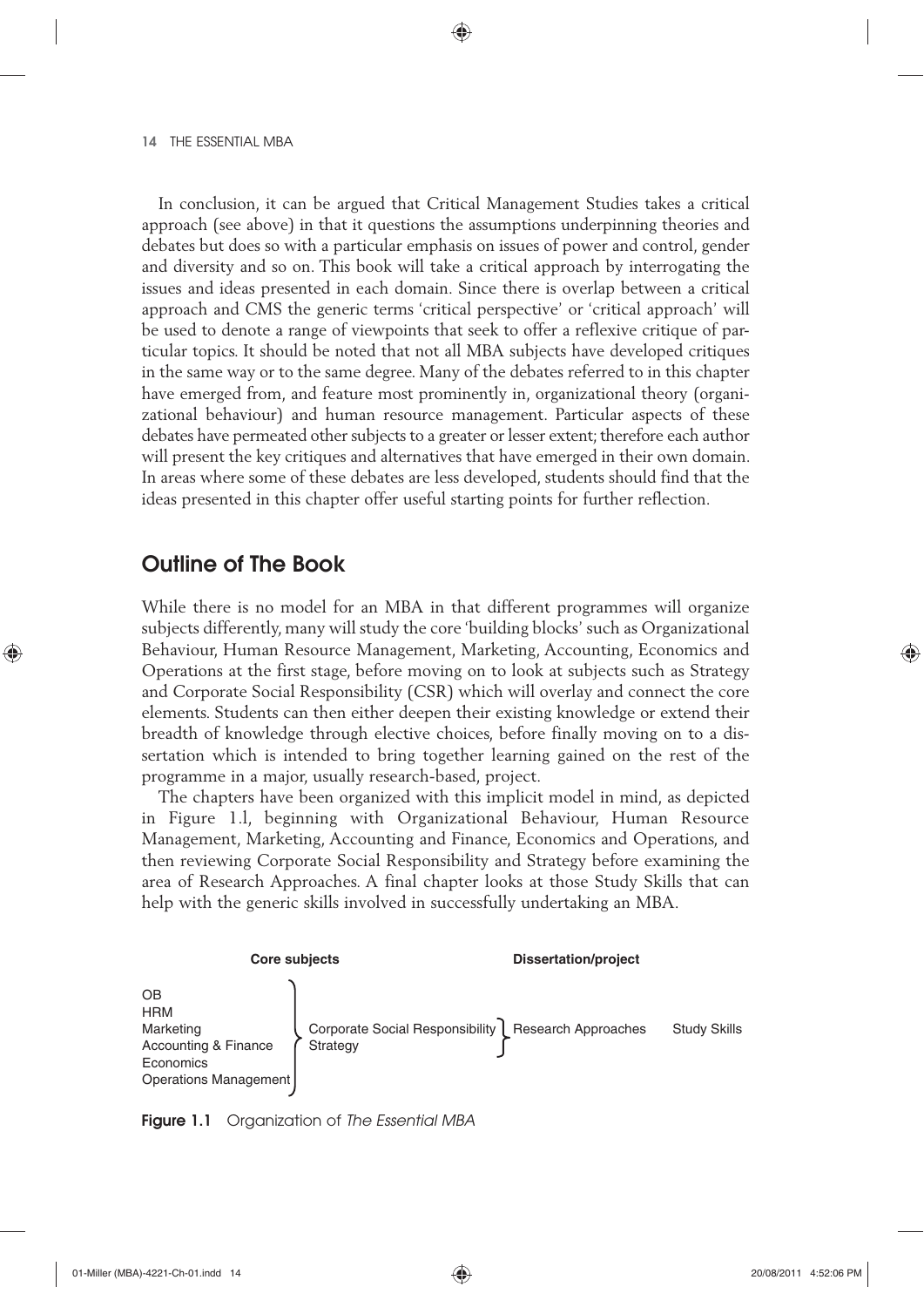In conclusion, it can be argued that Critical Management Studies takes a critical approach (see above) in that it questions the assumptions underpinning theories and debates but does so with a particular emphasis on issues of power and control, gender and diversity and so on. This book will take a critical approach by interrogating the issues and ideas presented in each domain. Since there is overlap between a critical approach and CMS the generic terms 'critical perspective' or 'critical approach' will be used to denote a range of viewpoints that seek to offer a reflexive critique of particular topics. It should be noted that not all MBA subjects have developed critiques in the same way or to the same degree. Many of the debates referred to in this chapter have emerged from, and feature most prominently in, organizational theory (organizational behaviour) and human resource management. Particular aspects of these debates have permeated other subjects to a greater or lesser extent; therefore each author will present the key critiques and alternatives that have emerged in their own domain. In areas where some of these debates are less developed, students should find that the ideas presented in this chapter offer useful starting points for further reflection.

## Outline of The Book

While there is no model for an MBA in that different programmes will organize subjects differently, many will study the core 'building blocks' such as Organizational Behaviour, Human Resource Management, Marketing, Accounting, Economics and Operations at the first stage, before moving on to look at subjects such as Strategy and Corporate Social Responsibility (CSR) which will overlay and connect the core elements. Students can then either deepen their existing knowledge or extend their breadth of knowledge through elective choices, before finally moving on to a dissertation which is intended to bring together learning gained on the rest of the programme in a major, usually research-based, project.

The chapters have been organized with this implicit model in mind, as depicted in Figure 1.1, beginning with Organizational Behaviour, Human Resource Management, Marketing, Accounting and Finance, Economics and Operations, and then reviewing Corporate Social Responsibility and Strategy before examining the area of Research Approaches. A final chapter looks at those Study Skills that can help with the generic skills involved in successfully undertaking an MBA.

| Core subjects | | Dissertation/project | |
| --- | --- | --- | --- |
| OB<br>HRM<br>Marketing<br>Accounting & Finance<br>Economics<br>Operations Management | Corporate Social Responsibility<br>Strategy | Research Approaches | Study Skills |

**Figure 1.1** Organization of *The Essential MBA*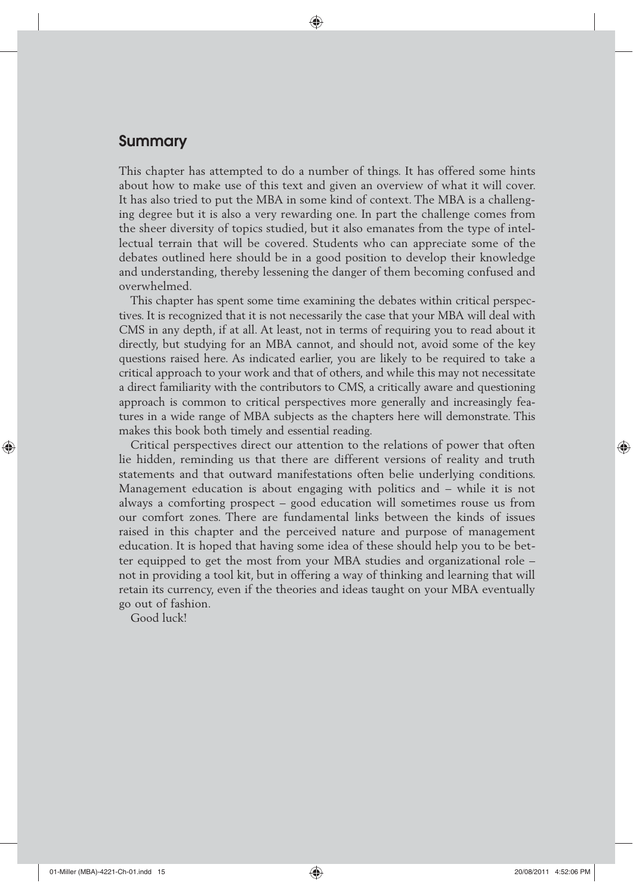## Summary

This chapter has attempted to do a number of things. It has offered some hints about how to make use of this text and given an overview of what it will cover. It has also tried to put the MBA in some kind of context. The MBA is a challenging degree but it is also a very rewarding one. In part the challenge comes from the sheer diversity of topics studied, but it also emanates from the type of intellectual terrain that will be covered. Students who can appreciate some of the debates outlined here should be in a good position to develop their knowledge and understanding, thereby lessening the danger of them becoming confused and overwhelmed.

This chapter has spent some time examining the debates within critical perspectives. It is recognized that it is not necessarily the case that your MBA will deal with CMS in any depth, if at all. At least, not in terms of requiring you to read about it directly, but studying for an MBA cannot, and should not, avoid some of the key questions raised here. As indicated earlier, you are likely to be required to take a critical approach to your work and that of others, and while this may not necessitate a direct familiarity with the contributors to CMS, a critically aware and questioning approach is common to critical perspectives more generally and increasingly features in a wide range of MBA subjects as the chapters here will demonstrate. This makes this book both timely and essential reading.

Critical perspectives direct our attention to the relations of power that often lie hidden, reminding us that there are different versions of reality and truth statements and that outward manifestations often belie underlying conditions. Management education is about engaging with politics and – while it is not always a comforting prospect – good education will sometimes rouse us from our comfort zones. There are fundamental links between the kinds of issues raised in this chapter and the perceived nature and purpose of management education. It is hoped that having some idea of these should help you to be better equipped to get the most from your MBA studies and organizational role – not in providing a tool kit, but in offering a way of thinking and learning that will retain its currency, even if the theories and ideas taught on your MBA eventually go out of fashion.

Good luck!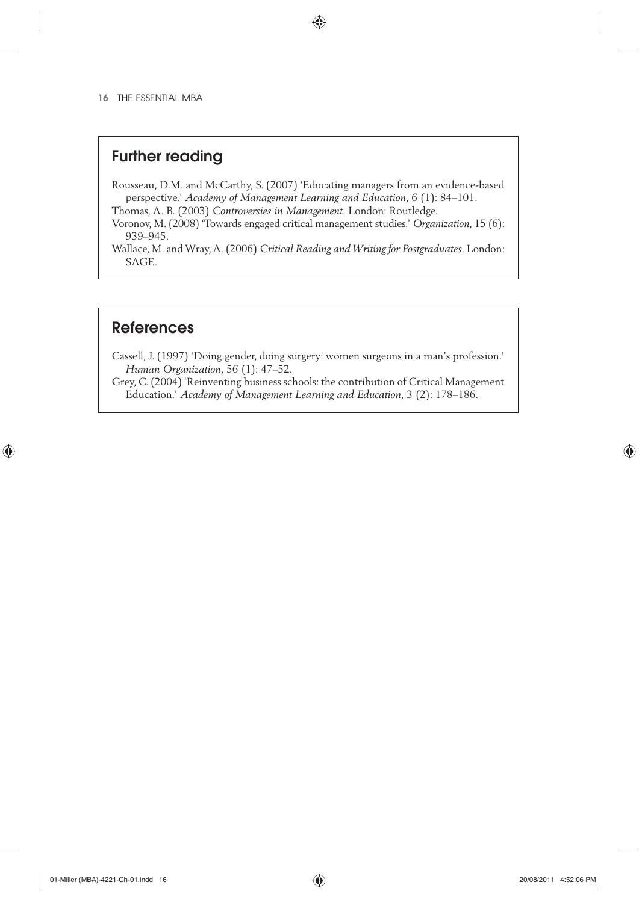## Further reading

Rousseau, D.M. and McCarthy, S. (2007) 'Educating managers from an evidence-based perspective.' *Academy of Management Learning and Education*, 6 (1): 84–101.

Thomas, A. B. (2003) *Controversies in Management*. London: Routledge.

Voronov, M. (2008) 'Towards engaged critical management studies.' *Organization*, 15 (6): 939–945.

Wallace, M. and Wray, A. (2006) *Critical Reading and Writing for Postgraduates*. London: SAGE.

## References

Cassell, J. (1997) 'Doing gender, doing surgery: women surgeons in a man's profession.' *Human Organization*, 56 (1): 47–52.

Grey, C. (2004) 'Reinventing business schools: the contribution of Critical Management Education.' *Academy of Management Learning and Education*, 3 (2): 178–186.